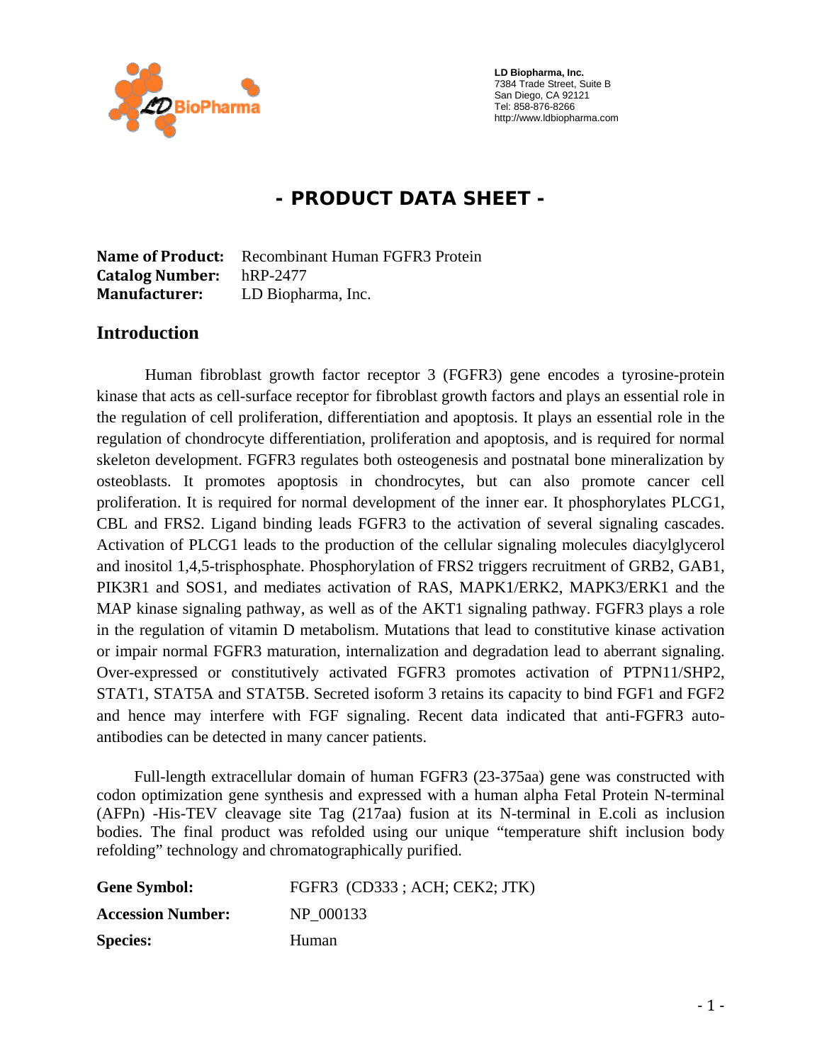LD Biopharma, Inc.
7384 Trade Street, Suite B
San Diego, CA 92121
Tel: 858-876-8266
http://www.ldbiopharma.com

# - PRODUCT DATA SHEET -

**Name of Product:** Recombinant Human FGFR3 Protein
**Catalog Number:** hRP-2477
**Manufacturer:** LD Biopharma, Inc.

## Introduction

Human fibroblast growth factor receptor 3 (FGFR3) gene encodes a tyrosine-protein kinase that acts as cell-surface receptor for fibroblast growth factors and plays an essential role in the regulation of cell proliferation, differentiation and apoptosis. It plays an essential role in the regulation of chondrocyte differentiation, proliferation and apoptosis, and is required for normal skeleton development. FGFR3 regulates both osteogenesis and postnatal bone mineralization by osteoblasts. It promotes apoptosis in chondrocytes, but can also promote cancer cell proliferation. It is required for normal development of the inner ear. It phosphorylates PLCG1, CBL and FRS2. Ligand binding leads FGFR3 to the activation of several signaling cascades. Activation of PLCG1 leads to the production of the cellular signaling molecules diacylglycerol and inositol 1,4,5-trisphosphate. Phosphorylation of FRS2 triggers recruitment of GRB2, GAB1, PIK3R1 and SOS1, and mediates activation of RAS, MAPK1/ERK2, MAPK3/ERK1 and the MAP kinase signaling pathway, as well as of the AKT1 signaling pathway. FGFR3 plays a role in the regulation of vitamin D metabolism. Mutations that lead to constitutive kinase activation or impair normal FGFR3 maturation, internalization and degradation lead to aberrant signaling. Over-expressed or constitutively activated FGFR3 promotes activation of PTPN11/SHP2, STAT1, STAT5A and STAT5B. Secreted isoform 3 retains its capacity to bind FGF1 and FGF2 and hence may interfere with FGF signaling. Recent data indicated that anti-FGFR3 auto-antibodies can be detected in many cancer patients.

Full-length extracellular domain of human FGFR3 (23-375aa) gene was constructed with codon optimization gene synthesis and expressed with a human alpha Fetal Protein N-terminal (AFPn) -His-TEV cleavage site Tag (217aa) fusion at its N-terminal in E.coli as inclusion bodies. The final product was refolded using our unique "temperature shift inclusion body refolding" technology and chromatographically purified.

**Gene Symbol:** FGFR3 (CD333 ; ACH; CEK2; JTK)

**Accession Number:** NP_000133

**Species:** Human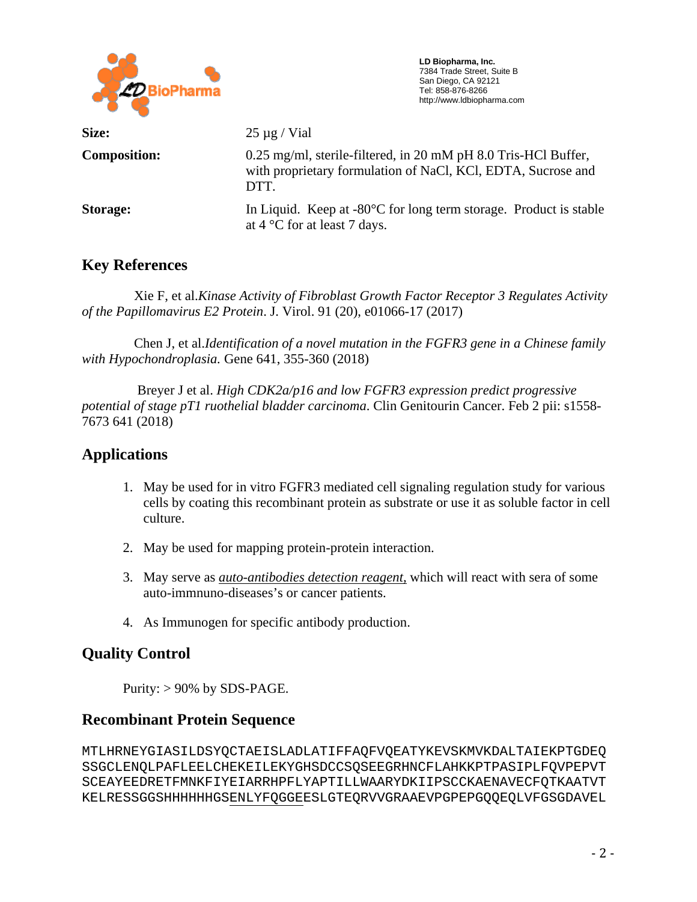**LD Biopharma, Inc.**
7384 Trade Street, Suite B
San Diego, CA 92121
Tel: 858-876-8266
http://www.ldbiopharma.com

**Size:** 25 µg / Vial

**Composition:** 0.25 mg/ml, sterile-filtered, in 20 mM pH 8.0 Tris-HCl Buffer, with proprietary formulation of NaCl, KCl, EDTA, Sucrose and DTT.

**Storage:** In Liquid. Keep at -80°C for long term storage. Product is stable at 4 °C for at least 7 days.

## Key References

Xie F, et al.*Kinase Activity of Fibroblast Growth Factor Receptor 3 Regulates Activity of the Papillomavirus E2 Protein*. J. Virol. 91 (20), e01066-17 (2017)

Chen J, et al.*Identification of a novel mutation in the FGFR3 gene in a Chinese family with Hypochondroplasia.* Gene 641, 355-360 (2018)

Breyer J et al. *High CDK2a/p16 and low FGFR3 expression predict progressive potential of stage pT1 ruothelial bladder carcinoma*. Clin Genitourin Cancer. Feb 2 pii: s1558-7673 641 (2018)

## Applications

1. May be used for in vitro FGFR3 mediated cell signaling regulation study for various cells by coating this recombinant protein as substrate or use it as soluble factor in cell culture.
2. May be used for mapping protein-protein interaction.
3. May serve as ***auto-antibodies detection reagent,*** which will react with sera of some auto-immnuno-diseases's or cancer patients.
4. As Immunogen for specific antibody production.

## Quality Control

Purity: > 90% by SDS-PAGE.

## Recombinant Protein Sequence

```
MTLHRNEYGIASILDSYQCTAEISLADLATIFFAQFVQEATYKEVSKMVKDALTAIEKPTGDEQ
SSGCLENQLPAFLEELCHEKEILEKYGHSDCCSQSEEGRHNCFLAHKKPTPASIPLFQVPEPVT
SCEAYEEDRETFMNKFIYEIARRHPFLYAPTILLWAARYDKIIPSCCKAENAVECFQTKAATVT
KELRESSGGSHHHHHHGSENLYFQGGEESLGTEQRVVGRAAEVPGPEPGQQEQLVFGSGDAVEL
```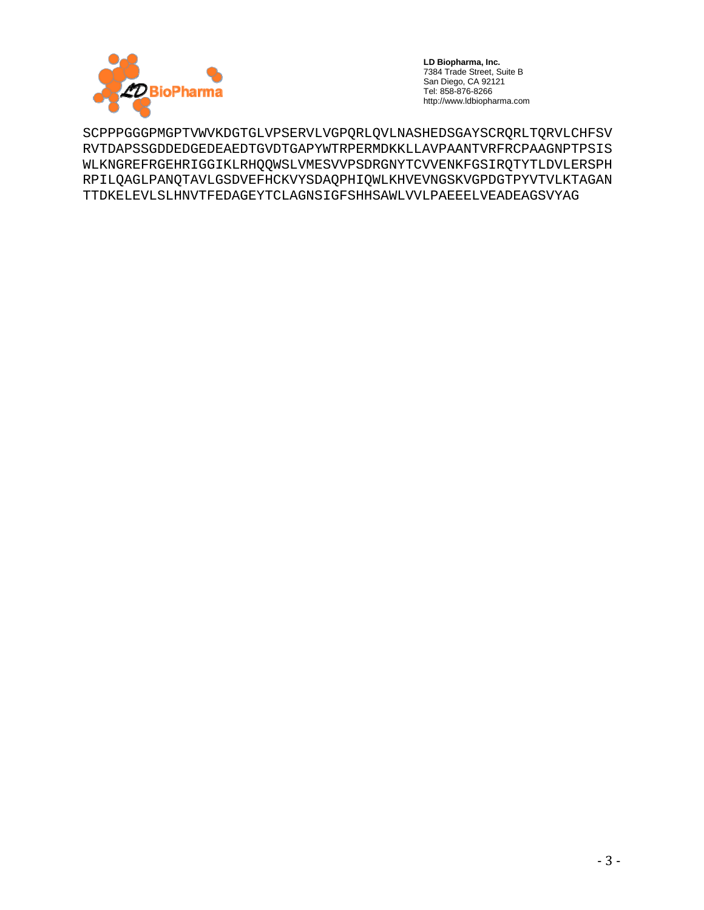**LD Biopharma, Inc.**
7384 Trade Street, Suite B
San Diego, CA 92121
Tel: 858-876-8266
http://www.ldbiopharma.com

```
SCPPPGGGPMGPTVWVKDGTGLVPSERVLVGPQRLQVLNASHEDSGAYSCRQRLTQRVLCHFSV
RVTDAPSSGDDEDGEDEAEDTGVDTGAPYWTRPERMDKKLLAVPAANTVRFRCPAAGNPTPSIS
WLKNGREFRGEHRIGGIKLRHQQWSLVMESVVPSDRGNYTCVVENKFGSIRQTYTLDVLERSPH
RPILQAGLPANQTAVLGSDVEFHCKVYSDAQPHIQWLKHVEVNGSKVGPDGTPYVTVLKTAGAN
TTDKELEVLSLHNVTFEDAGEYTCLAGNSIGFSHHSAWLVVLPAEEELVEADEAGSVYAG
```